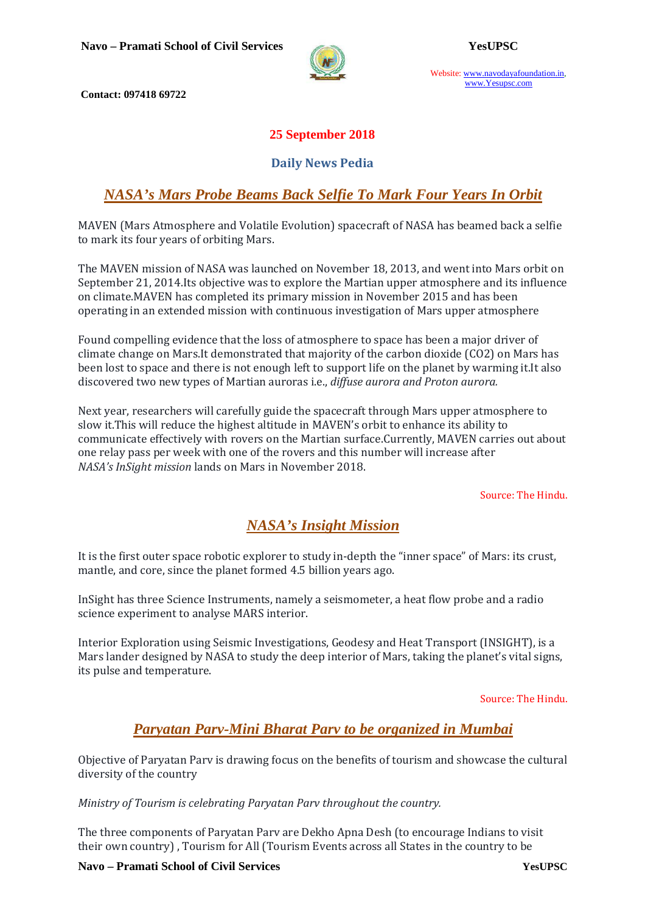**25 September 2018**

## Daily News Pedia

## *NASA's Mars Probe Beams Back Selfie To Mark Four Years In Orbit*

MAVEN (Mars Atmosphere and Volatile Evolution) spacecraft of NASA has beamed back a selfie to mark its four years of orbiting Mars.

The MAVEN mission of NASA was launched on November 18, 2013, and went into Mars orbit on September 21, 2014.Its objective was to explore the Martian upper atmosphere and its influence on climate.MAVEN has completed its primary mission in November 2015 and has been operating in an extended mission with continuous investigation of Mars upper atmosphere

Found compelling evidence that the loss of atmosphere to space has been a major driver of climate change on Mars.It demonstrated that majority of the carbon dioxide ($CO_2$) on Mars has been lost to space and there is not enough left to support life on the planet by warming it.It also discovered two new types of Martian auroras i.e., *diffuse aurora and Proton aurora.*

Next year, researchers will carefully guide the spacecraft through Mars upper atmosphere to slow it.This will reduce the highest altitude in MAVEN's orbit to enhance its ability to communicate effectively with rovers on the Martian surface.Currently, MAVEN carries out about one relay pass per week with one of the rovers and this number will increase after *NASA's InSight mission* lands on Mars in November 2018.

Source: The Hindu.

## *NASA's Insight Mission*

It is the first outer space robotic explorer to study in-depth the "inner space" of Mars: its crust, mantle, and core, since the planet formed 4.5 billion years ago.

InSight has three Science Instruments, namely a seismometer, a heat flow probe and a radio science experiment to analyse MARS interior.

Interior Exploration using Seismic Investigations, Geodesy and Heat Transport (INSIGHT), is a Mars lander designed by NASA to study the deep interior of Mars, taking the planet's vital signs, its pulse and temperature.

Source: The Hindu.

## *Paryatan Parv-Mini Bharat Parv to be organized in Mumbai*

Objective of Paryatan Parv is drawing focus on the benefits of tourism and showcase the cultural diversity of the country

*Ministry of Tourism is celebrating Paryatan Parv throughout the country.*

The three components of Paryatan Parv are Dekho Apna Desh (to encourage Indians to visit their own country) , Tourism for All (Tourism Events across all States in the country to be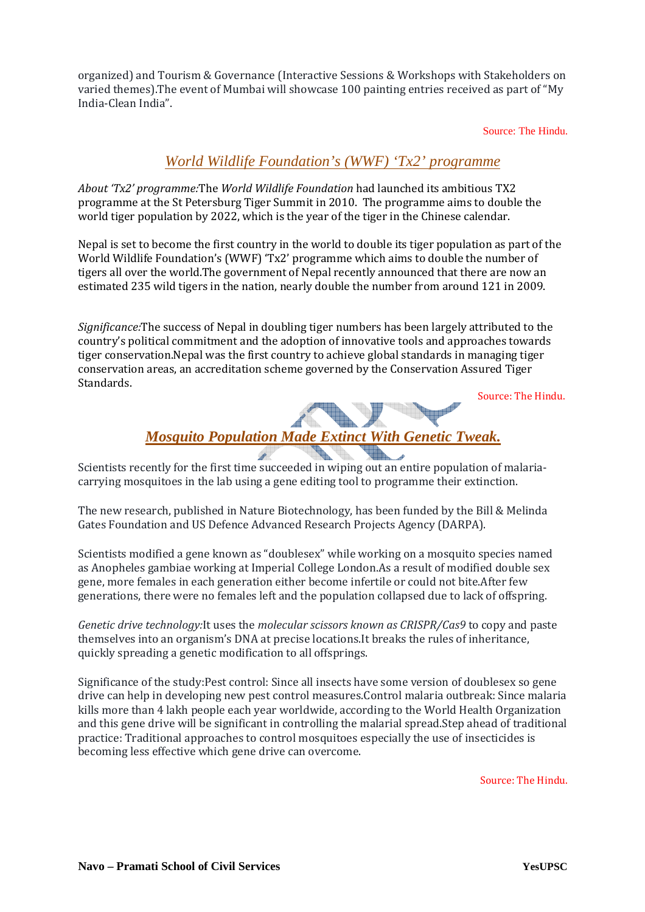organized) and Tourism & Governance (Interactive Sessions & Workshops with Stakeholders on varied themes).The event of Mumbai will showcase 100 painting entries received as part of "My India-Clean India".

Source: The Hindu.

## *World Wildlife Foundation's (WWF) 'Tx2' programme*

*About 'Tx2' programme:*The *World Wildlife Foundation* had launched its ambitious TX2 programme at the St Petersburg Tiger Summit in 2010. The programme aims to double the world tiger population by 2022, which is the year of the tiger in the Chinese calendar.

Nepal is set to become the first country in the world to double its tiger population as part of the World Wildlife Foundation's (WWF) 'Tx2' programme which aims to double the number of tigers all over the world.The government of Nepal recently announced that there are now an estimated 235 wild tigers in the nation, nearly double the number from around 121 in 2009.

*Significance:*The success of Nepal in doubling tiger numbers has been largely attributed to the country's political commitment and the adoption of innovative tools and approaches towards tiger conservation.Nepal was the first country to achieve global standards in managing tiger conservation areas, an accreditation scheme governed by the Conservation Assured Tiger Standards.

Source: The Hindu.

## ***Mosquito Population Made Extinct With Genetic Tweak.***

Scientists recently for the first time succeeded in wiping out an entire population of malaria-carrying mosquitoes in the lab using a gene editing tool to programme their extinction.

The new research, published in Nature Biotechnology, has been funded by the Bill & Melinda Gates Foundation and US Defence Advanced Research Projects Agency (DARPA).

Scientists modified a gene known as "doublesex" while working on a mosquito species named as Anopheles gambiae working at Imperial College London.As a result of modified double sex gene, more females in each generation either become infertile or could not bite.After few generations, there were no females left and the population collapsed due to lack of offspring.

*Genetic drive technology:*It uses the *molecular scissors known as CRISPR/Cas9* to copy and paste themselves into an organism's DNA at precise locations.It breaks the rules of inheritance, quickly spreading a genetic modification to all offsprings.

Significance of the study:Pest control: Since all insects have some version of doublesex so gene drive can help in developing new pest control measures.Control malaria outbreak: Since malaria kills more than 4 lakh people each year worldwide, according to the World Health Organization and this gene drive will be significant in controlling the malarial spread.Step ahead of traditional practice: Traditional approaches to control mosquitoes especially the use of insecticides is becoming less effective which gene drive can overcome.

Source: The Hindu.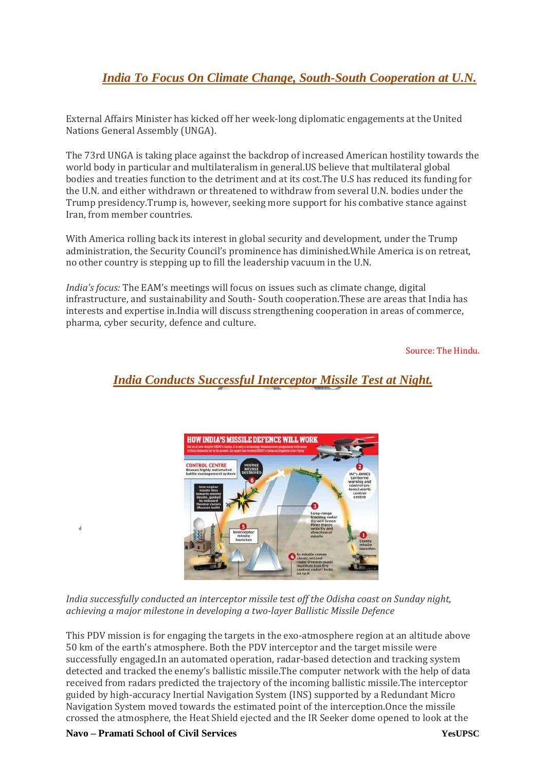## *India To Focus On Climate Change, South-South Cooperation at U.N.*

External Affairs Minister has kicked off her week-long diplomatic engagements at the United Nations General Assembly (UNGA).

The 73rd UNGA is taking place against the backdrop of increased American hostility towards the world body in particular and multilateralism in general.US believe that multilateral global bodies and treaties function to the detriment and at its cost.The U.S has reduced its funding for the U.N. and either withdrawn or threatened to withdraw from several U.N. bodies under the Trump presidency.Trump is, however, seeking more support for his combative stance against Iran, from member countries.

With America rolling back its interest in global security and development, under the Trump administration, the Security Council's prominence has diminished.While America is on retreat, no other country is stepping up to fill the leadership vacuum in the U.N.

*India's focus:* The EAM's meetings will focus on issues such as climate change, digital infrastructure, and sustainability and South- South cooperation.These are areas that India has interests and expertise in.India will discuss strengthening cooperation in areas of commerce, pharma, cyber security, defence and culture.

Source: The Hindu.

## *India Conducts Successful Interceptor Missile Test at Night.*

*India successfully conducted an interceptor missile test off the Odisha coast on Sunday night, achieving a major milestone in developing a two-layer Ballistic Missile Defence*

This PDV mission is for engaging the targets in the exo-atmosphere region at an altitude above 50 km of the earth's atmosphere. Both the PDV interceptor and the target missile were successfully engaged.In an automated operation, radar-based detection and tracking system detected and tracked the enemy's ballistic missile.The computer network with the help of data received from radars predicted the trajectory of the incoming ballistic missile.The interceptor guided by high-accuracy Inertial Navigation System (INS) supported by a Redundant Micro Navigation System moved towards the estimated point of the interception.Once the missile crossed the atmosphere, the Heat Shield ejected and the IR Seeker dome opened to look at the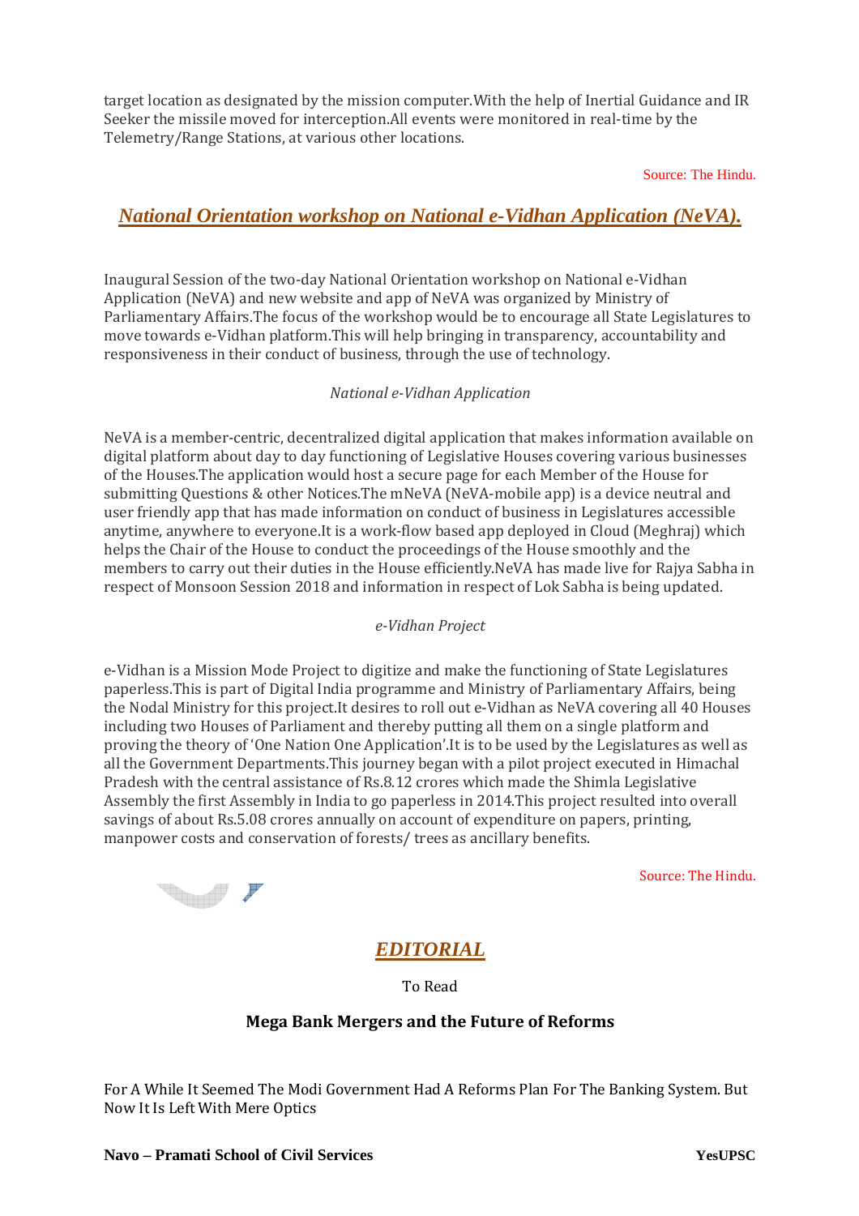target location as designated by the mission computer.With the help of Inertial Guidance and IR Seeker the missile moved for interception.All events were monitored in real-time by the Telemetry/Range Stations, at various other locations.

Source: The Hindu.

## *National Orientation workshop on National e-Vidhan Application (NeVA).*

Inaugural Session of the two-day National Orientation workshop on National e-Vidhan Application (NeVA) and new website and app of NeVA was organized by Ministry of Parliamentary Affairs.The focus of the workshop would be to encourage all State Legislatures to move towards e-Vidhan platform.This will help bringing in transparency, accountability and responsiveness in their conduct of business, through the use of technology.

*National e-Vidhan Application*

NeVA is a member-centric, decentralized digital application that makes information available on digital platform about day to day functioning of Legislative Houses covering various businesses of the Houses.The application would host a secure page for each Member of the House for submitting Questions & other Notices.The mNeVA (NeVA-mobile app) is a device neutral and user friendly app that has made information on conduct of business in Legislatures accessible anytime, anywhere to everyone.It is a work-flow based app deployed in Cloud (Meghraj) which helps the Chair of the House to conduct the proceedings of the House smoothly and the members to carry out their duties in the House efficiently.NeVA has made live for Rajya Sabha in respect of Monsoon Session 2018 and information in respect of Lok Sabha is being updated.

*e-Vidhan Project*

e-Vidhan is a Mission Mode Project to digitize and make the functioning of State Legislatures paperless.This is part of Digital India programme and Ministry of Parliamentary Affairs, being the Nodal Ministry for this project.It desires to roll out e-Vidhan as NeVA covering all 40 Houses including two Houses of Parliament and thereby putting all them on a single platform and proving the theory of 'One Nation One Application'.It is to be used by the Legislatures as well as all the Government Departments.This journey began with a pilot project executed in Himachal Pradesh with the central assistance of Rs.8.12 crores which made the Shimla Legislative Assembly the first Assembly in India to go paperless in 2014.This project resulted into overall savings of about Rs.5.08 crores annually on account of expenditure on papers, printing, manpower costs and conservation of forests/ trees as ancillary benefits.

Source: The Hindu.

## *EDITORIAL*

To Read

**Mega Bank Mergers and the Future of Reforms**

For A While It Seemed The Modi Government Had A Reforms Plan For The Banking System. But Now It Is Left With Mere Optics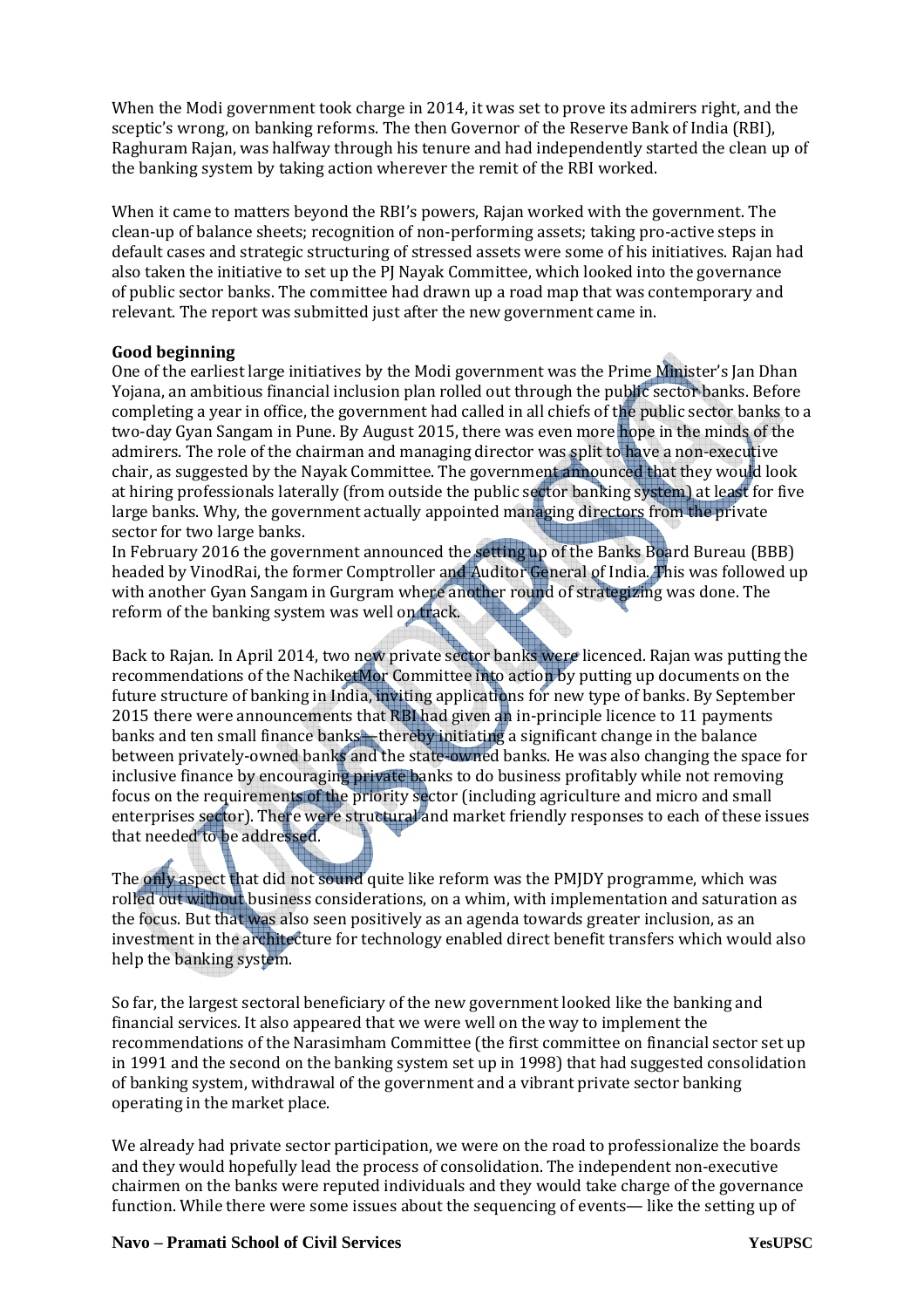When the Modi government took charge in 2014, it was set to prove its admirers right, and the sceptic's wrong, on banking reforms. The then Governor of the Reserve Bank of India (RBI), Raghuram Rajan, was halfway through his tenure and had independently started the clean up of the banking system by taking action wherever the remit of the RBI worked.

When it came to matters beyond the RBI's powers, Rajan worked with the government. The clean-up of balance sheets; recognition of non-performing assets; taking pro-active steps in default cases and strategic structuring of stressed assets were some of his initiatives. Rajan had also taken the initiative to set up the PJ Nayak Committee, which looked into the governance of public sector banks. The committee had drawn up a road map that was contemporary and relevant. The report was submitted just after the new government came in.

**Good beginning**

One of the earliest large initiatives by the Modi government was the Prime Minister's Jan Dhan Yojana, an ambitious financial inclusion plan rolled out through the public sector banks. Before completing a year in office, the government had called in all chiefs of the public sector banks to a two-day Gyan Sangam in Pune. By August 2015, there was even more hope in the minds of the admirers. The role of the chairman and managing director was split to have a non-executive chair, as suggested by the Nayak Committee. The government announced that they would look at hiring professionals laterally (from outside the public sector banking system) at least for five large banks. Why, the government actually appointed managing directors from the private sector for two large banks.

In February 2016 the government announced the setting up of the Banks Board Bureau (BBB) headed by VinodRai, the former Comptroller and Auditor General of India. This was followed up with another Gyan Sangam in Gurgram where another round of strategizing was done. The reform of the banking system was well on track.

Back to Rajan. In April 2014, two new private sector banks were licenced. Rajan was putting the recommendations of the NachiketMor Committee into action by putting up documents on the future structure of banking in India, inviting applications for new type of banks. By September 2015 there were announcements that RBI had given an in-principle licence to 11 payments banks and ten small finance banks—thereby initiating a significant change in the balance between privately-owned banks and the state-owned banks. He was also changing the space for inclusive finance by encouraging private banks to do business profitably while not removing focus on the requirements of the priority sector (including agriculture and micro and small enterprises sector). There were structural and market friendly responses to each of these issues that needed to be addressed.

The only aspect that did not sound quite like reform was the PMJDY programme, which was rolled out without business considerations, on a whim, with implementation and saturation as the focus. But that was also seen positively as an agenda towards greater inclusion, as an investment in the architecture for technology enabled direct benefit transfers which would also help the banking system.

So far, the largest sectoral beneficiary of the new government looked like the banking and financial services. It also appeared that we were well on the way to implement the recommendations of the Narasimham Committee (the first committee on financial sector set up in 1991 and the second on the banking system set up in 1998) that had suggested consolidation of banking system, withdrawal of the government and a vibrant private sector banking operating in the market place.

We already had private sector participation, we were on the road to professionalize the boards and they would hopefully lead the process of consolidation. The independent non-executive chairmen on the banks were reputed individuals and they would take charge of the governance function. While there were some issues about the sequencing of events— like the setting up of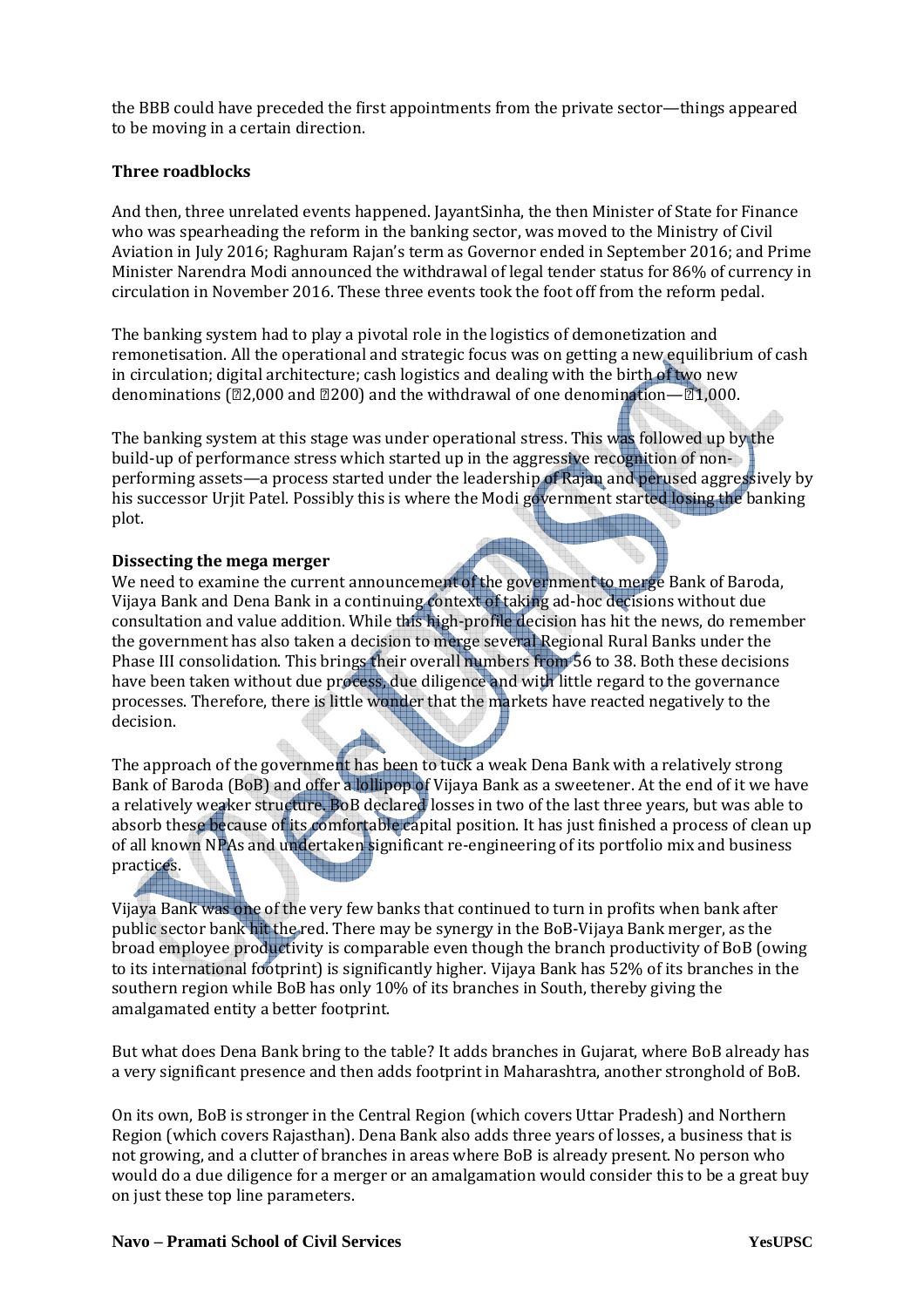the BBB could have preceded the first appointments from the private sector—things appeared to be moving in a certain direction.

**Three roadblocks**

And then, three unrelated events happened. JayantSinha, the then Minister of State for Finance who was spearheading the reform in the banking sector, was moved to the Ministry of Civil Aviation in July 2016; Raghuram Rajan's term as Governor ended in September 2016; and Prime Minister Narendra Modi announced the withdrawal of legal tender status for 86% of currency in circulation in November 2016. These three events took the foot off from the reform pedal.

The banking system had to play a pivotal role in the logistics of demonetization and remonetisation. All the operational and strategic focus was on getting a new equilibrium of cash in circulation; digital architecture; cash logistics and dealing with the birth of two new denominations (₹2,000 and ₹200) and the withdrawal of one denomination—₹1,000.

The banking system at this stage was under operational stress. This was followed up by the build-up of performance stress which started up in the aggressive recognition of non-performing assets—a process started under the leadership of Rajan and perused aggressively by his successor Urjit Patel. Possibly this is where the Modi government started losing the banking plot.

**Dissecting the mega merger**

We need to examine the current announcement of the government to merge Bank of Baroda, Vijaya Bank and Dena Bank in a continuing context of taking ad-hoc decisions without due consultation and value addition. While this high-profile decision has hit the news, do remember the government has also taken a decision to merge several Regional Rural Banks under the Phase III consolidation. This brings their overall numbers from 56 to 38. Both these decisions have been taken without due process, due diligence and with little regard to the governance processes. Therefore, there is little wonder that the markets have reacted negatively to the decision.

The approach of the government has been to tuck a weak Dena Bank with a relatively strong Bank of Baroda (BoB) and offer a lollipop of Vijaya Bank as a sweetener. At the end of it we have a relatively weaker structure. BoB declared losses in two of the last three years, but was able to absorb these because of its comfortable capital position. It has just finished a process of clean up of all known NPAs and undertaken significant re-engineering of its portfolio mix and business practices.

Vijaya Bank was one of the very few banks that continued to turn in profits when bank after public sector bank hit the red. There may be synergy in the BoB-Vijaya Bank merger, as the broad employee productivity is comparable even though the branch productivity of BoB (owing to its international footprint) is significantly higher. Vijaya Bank has 52% of its branches in the southern region while BoB has only 10% of its branches in South, thereby giving the amalgamated entity a better footprint.

But what does Dena Bank bring to the table? It adds branches in Gujarat, where BoB already has a very significant presence and then adds footprint in Maharashtra, another stronghold of BoB.

On its own, BoB is stronger in the Central Region (which covers Uttar Pradesh) and Northern Region (which covers Rajasthan). Dena Bank also adds three years of losses, a business that is not growing, and a clutter of branches in areas where BoB is already present. No person who would do a due diligence for a merger or an amalgamation would consider this to be a great buy on just these top line parameters.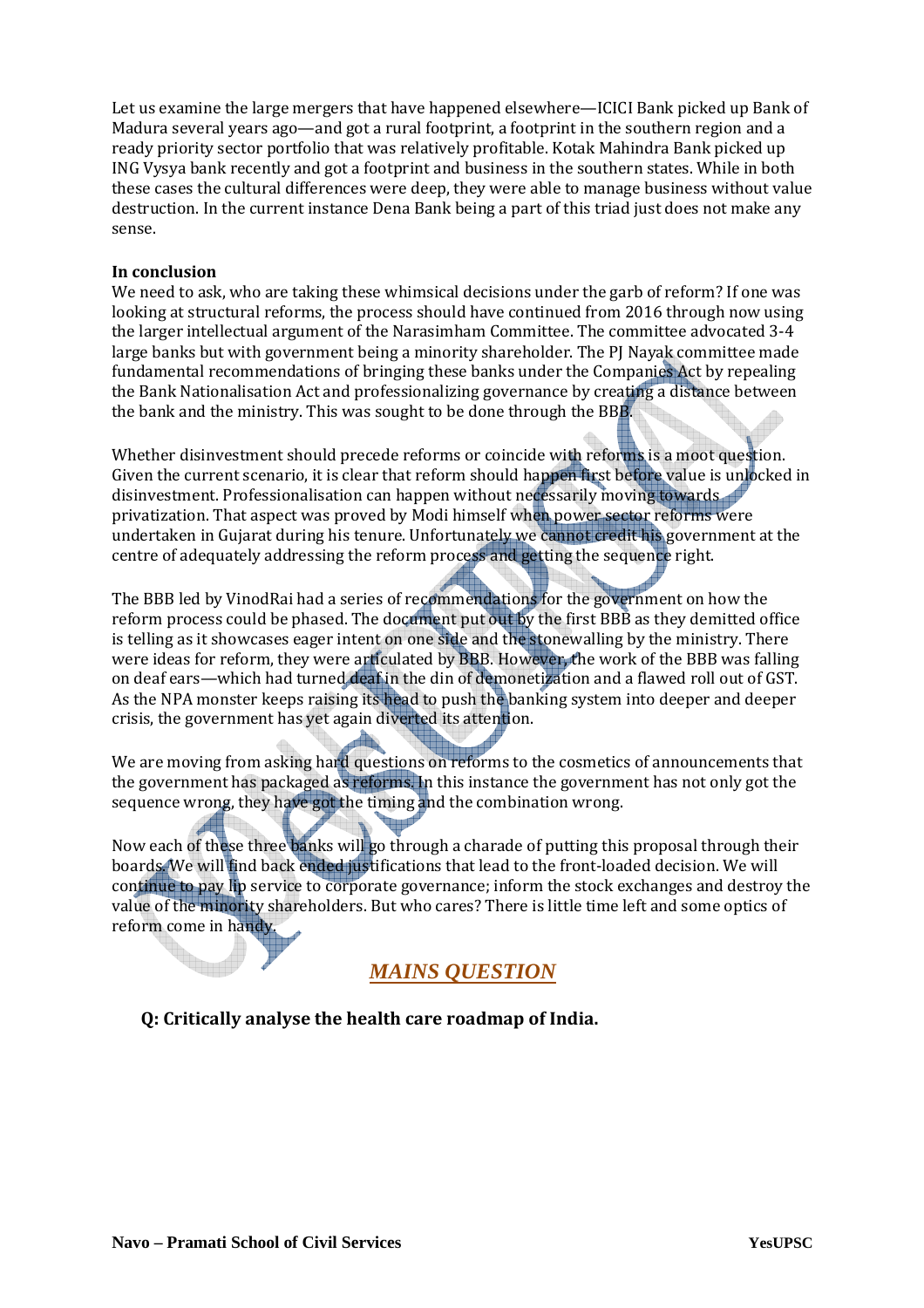Let us examine the large mergers that have happened elsewhere—ICICI Bank picked up Bank of Madura several years ago—and got a rural footprint, a footprint in the southern region and a ready priority sector portfolio that was relatively profitable. Kotak Mahindra Bank picked up ING Vysya bank recently and got a footprint and business in the southern states. While in both these cases the cultural differences were deep, they were able to manage business without value destruction. In the current instance Dena Bank being a part of this triad just does not make any sense.

**In conclusion**

We need to ask, who are taking these whimsical decisions under the garb of reform? If one was looking at structural reforms, the process should have continued from 2016 through now using the larger intellectual argument of the Narasimham Committee. The committee advocated 3-4 large banks but with government being a minority shareholder. The PJ Nayak committee made fundamental recommendations of bringing these banks under the Companies Act by repealing the Bank Nationalisation Act and professionalizing governance by creating a distance between the bank and the ministry. This was sought to be done through the BBB.

Whether disinvestment should precede reforms or coincide with reforms is a moot question. Given the current scenario, it is clear that reform should happen first before value is unlocked in disinvestment. Professionalisation can happen without necessarily moving towards privatization. That aspect was proved by Modi himself when power sector reforms were undertaken in Gujarat during his tenure. Unfortunately we cannot credit his government at the centre of adequately addressing the reform process and getting the sequence right.

The BBB led by VinodRai had a series of recommendations for the government on how the reform process could be phased. The document put out by the first BBB as they demitted office is telling as it showcases eager intent on one side and the stonewalling by the ministry. There were ideas for reform, they were articulated by BBB. However, the work of the BBB was falling on deaf ears—which had turned deaf in the din of demonetization and a flawed roll out of GST. As the NPA monster keeps raising its head to push the banking system into deeper and deeper crisis, the government has yet again diverted its attention.

We are moving from asking hard questions on reforms to the cosmetics of announcements that the government has packaged as reforms. In this instance the government has not only got the sequence wrong, they have got the timing and the combination wrong.

Now each of these three banks will go through a charade of putting this proposal through their boards. We will find back ended justifications that lead to the front-loaded decision. We will continue to pay lip service to corporate governance; inform the stock exchanges and destroy the value of the minority shareholders. But who cares? There is little time left and some optics of reform come in handy.

## *MAINS QUESTION*

**Q: Critically analyse the health care roadmap of India.**